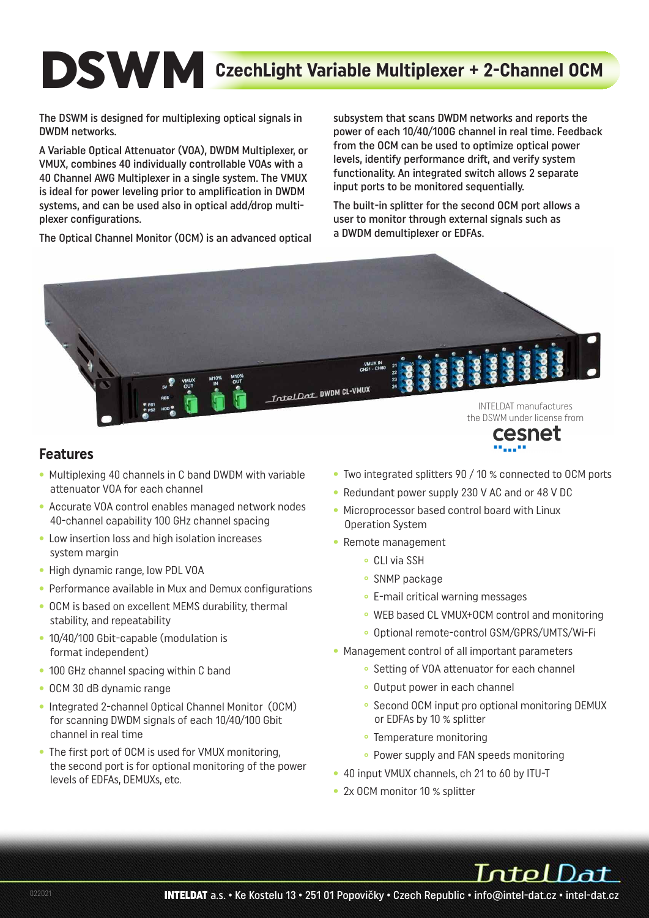# DSWM CzechLight Variable Multiplexer + 2-Channel OCM

The DSWM is designed for multiplexing optical signals in DWDM networks.

A Variable Optical Attenuator (VOA), DWDM Multiplexer, or VMUX, combines 40 individually controllable VOAs with a 40 Channel AWG Multiplexer in a single system. The VMUX is ideal for power leveling prior to amplification in DWDM systems, and can be used also in optical add/drop multiplexer configurations.

The Optical Channel Monitor (OCM) is an advanced optical subsystem that scans DWDM networks and reports the power of each 10/40/100G channel in real time. Feedback from the OCM can be used to optimize optical power levels, identify performance drift, and verify system functionality. An integrated switch allows 2 separate input ports to be monitored sequentially.

The built-in splitter for the second OCM port allows a user to monitor through external signals such as a DWDM demultiplexer or EDFAs.

INTELDAT manufactures the DSWM under license from cesnet

## Features

- Multiplexing 40 channels in C band DWDM with variable attenuator VOA for each channel
- Accurate VOA control enables managed network nodes 40-channel capability 100 GHz channel spacing
- Low insertion loss and high isolation increases system margin
- High dynamic range, low PDL VOA
- Performance available in Mux and Demux configurations
- OCM is based on excellent MEMS durability, thermal stability, and repeatability
- 10/40/100 Gbit-capable (modulation is format independent)
- 100 GHz channel spacing within C band
- OCM 30 dB dynamic range
- Integrated 2-channel Optical Channel Monitor (OCM) for scanning DWDM signals of each 10/40/100 Gbit channel in real time
- The first port of OCM is used for VMUX monitoring, the second port is for optional monitoring of the power levels of EDFAs, DEMUXs, etc.
- Two integrated splitters 90 / 10 % connected to OCM ports
- Redundant power supply 230 V AC and or 48 V DC
- Microprocessor based control board with Linux Operation System
- Remote management
  - CLI via SSH
  - SNMP package
  - E-mail critical warning messages
  - WEB based CL VMUX+OCM control and monitoring
  - Optional remote-control GSM/GPRS/UMTS/Wi-Fi
- Management control of all important parameters
  - Setting of VOA attenuator for each channel
  - Output power in each channel
  - Second OCM input pro optional monitoring DEMUX or EDFAs by 10 % splitter
  - Temperature monitoring
  - Power supply and FAN speeds monitoring
- 40 input VMUX channels, ch 21 to 60 by ITU-T
- 2x OCM monitor 10 % splitter

**INTELDAT** a.s. • Ke Kostelu 13 • 251 01 Popovičky • Czech Republic • info@intel-dat.cz • intel-dat.cz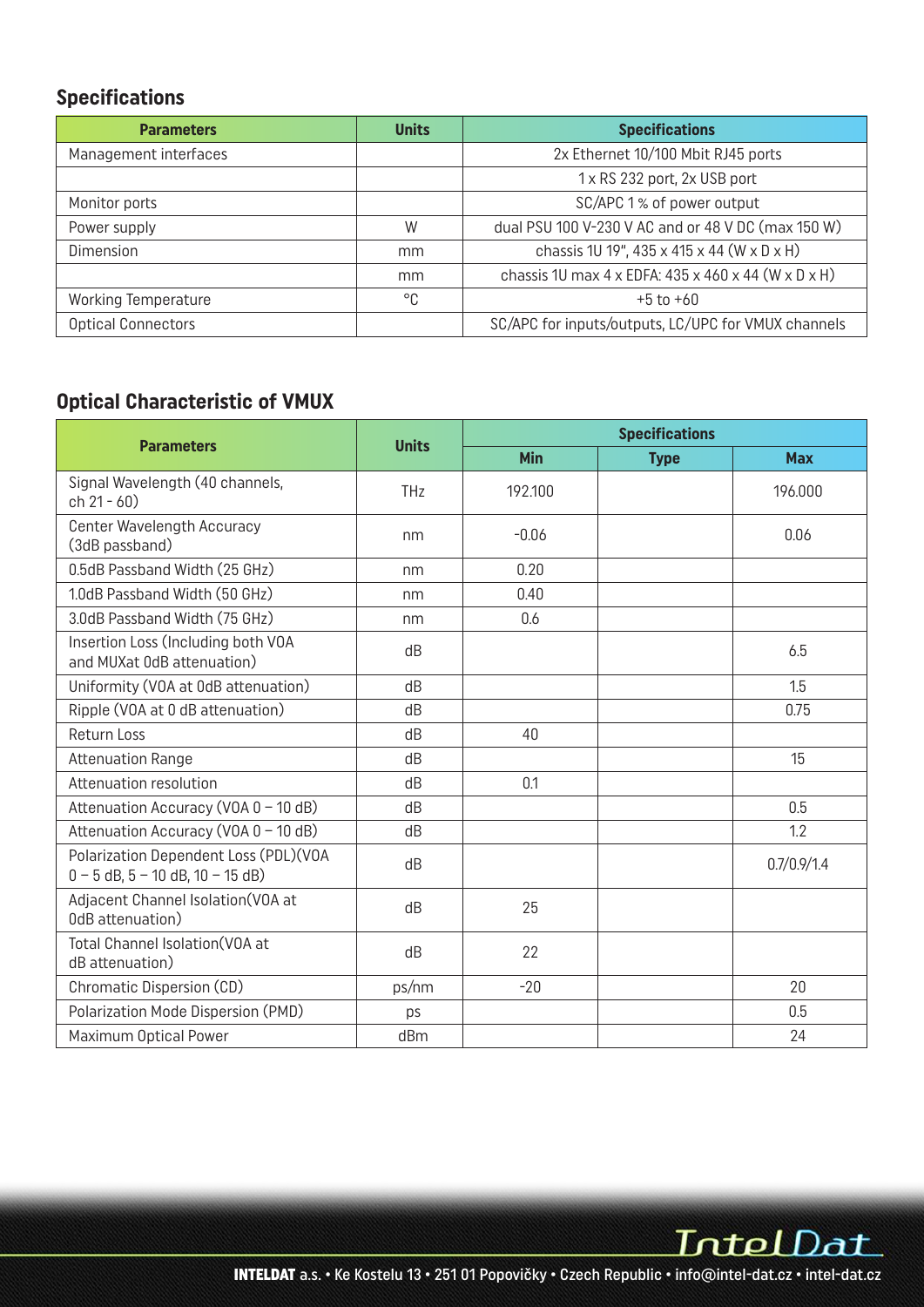## Specifications

| Parameters | Units | Specifications |
| --- | --- | --- |
| Management interfaces | | 2x Ethernet 10/100 Mbit RJ45 ports |
| | | 1 x RS 232 port, 2x USB port |
| Monitor ports | | SC/APC 1 % of power output |
| Power supply | W | dual PSU 100 V-230 V AC and or 48 V DC (max 150 W) |
| Dimension | mm | chassis 1U 19", 435 x 415 x 44 (W x D x H) |
| | mm | chassis 1U max 4 x EDFA: 435 x 460 x 44 (W x D x H) |
| Working Temperature | °C | +5 to +60 |
| Optical Connectors | | SC/APC for inputs/outputs, LC/UPC for VMUX channels |

## Optical Characteristic of VMUX

| Parameters | Units | Specifications | | |
| --- | --- | --- | --- | --- |
| | | Min | Type | Max |
| Signal Wavelength (40 channels, ch 21 - 60) | THz | 192.100 | | 196.000 |
| Center Wavelength Accuracy (3dB passband) | nm | -0.06 | | 0.06 |
| 0.5dB Passband Width (25 GHz) | nm | 0.20 | | |
| 1.0dB Passband Width (50 GHz) | nm | 0.40 | | |
| 3.0dB Passband Width (75 GHz) | nm | 0.6 | | |
| Insertion Loss (Including both VOA and MUXat 0dB attenuation) | dB | | | 6.5 |
| Uniformity (VOA at 0dB attenuation) | dB | | | 1.5 |
| Ripple (VOA at 0 dB attenuation) | dB | | | 0.75 |
| Return Loss | dB | 40 | | |
| Attenuation Range | dB | | | 15 |
| Attenuation resolution | dB | 0.1 | | |
| Attenuation Accuracy (VOA 0 – 10 dB) | dB | | | 0.5 |
| Attenuation Accuracy (VOA 0 – 10 dB) | dB | | | 1.2 |
| Polarization Dependent Loss (PDL)(VOA 0 – 5 dB, 5 – 10 dB, 10 – 15 dB) | dB | | | 0.7/0.9/1.4 |
| Adjacent Channel Isolation(VOA at 0dB attenuation) | dB | 25 | | |
| Total Channel Isolation(VOA at dB attenuation) | dB | 22 | | |
| Chromatic Dispersion (CD) | ps/nm | -20 | | 20 |
| Polarization Mode Dispersion (PMD) | ps | | | 0.5 |
| Maximum Optical Power | dBm | | | 24 |

IntelDat

**INTELDAT** a.s. • Ke Kostelu 13 • 251 01 Popovičky • Czech Republic • info@intel-dat.cz • intel-dat.cz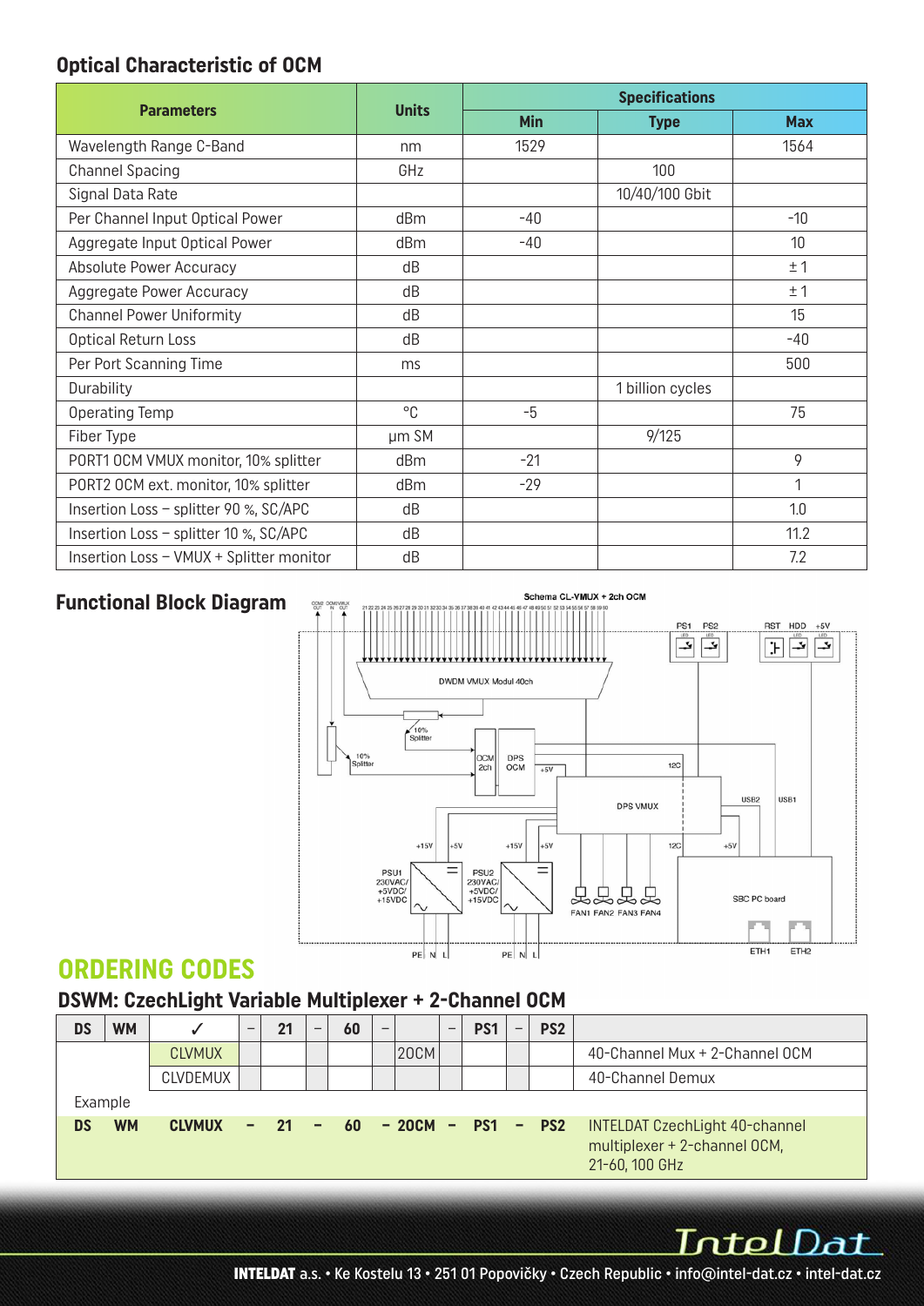## Optical Characteristic of OCM

| Parameters | Units | Specifications | | |
|---|---|---|---|---|
| | | Min | Type | Max |
| Wavelength Range C-Band | nm | 1529 | | 1564 |
| Channel Spacing | GHz | | 100 | |
| Signal Data Rate | | | 10/40/100 Gbit | |
| Per Channel Input Optical Power | dBm | -40 | | -10 |
| Aggregate Input Optical Power | dBm | -40 | | 10 |
| Absolute Power Accuracy | dB | | | ± 1 |
| Aggregate Power Accuracy | dB | | | ± 1 |
| Channel Power Uniformity | dB | | | 15 |
| Optical Return Loss | dB | | | -40 |
| Per Port Scanning Time | ms | | | 500 |
| Durability | | | 1 billion cycles | |
| Operating Temp | °C | -5 | | 75 |
| Fiber Type | µm SM | | 9/125 | |
| PORT1 OCM VMUX monitor, 10% splitter | dBm | -21 | | 9 |
| PORT2 OCM ext. monitor, 10% splitter | dBm | -29 | | 1 |
| Insertion Loss – splitter 90 %, SC/APC | dB | | | 1.0 |
| Insertion Loss – splitter 10 %, SC/APC | dB | | | 11.2 |
| Insertion Loss – VMUX + Splitter monitor | dB | | | 7.2 |

## Functional Block Diagram

Schema CL-VMUX + 2ch OCM

OCM2 OUT OCM1 IN VMUX OUT

21 22 23 24 25 26 27 28 29 30 31 32 33 34 35 36 37 38 39 40 41 42 43 44 45 46 47 48 49 50 51 52 53 54 55 56 57 58 59 60

PS1 PS2 RST HDD +5V

DWDM VMUX Modul 40ch

10% Splitter

10% Splitter

OCM 2ch

DPS OCM

+5V

I2C

DPS VMUX

USB2 USB1

+15V +5V +15V +5V I2C +5V

PSU1 230VAC/ +5VDC/ +15VDC

PSU2 230VAC/ +5VDC/ +15VDC

FAN1 FAN2 FAN3 FAN4

SBC PC board

PE N L PE N L

ETH1 ETH2

# ORDERING CODES

## DSWM: CzechLight Variable Multiplexer + 2-Channel OCM

| DS | WM | ✓ | – | 21 | – | 60 | – | | – | PS1 | – | PS2 | |
|---|---|---|---|---|---|---|---|---|---|---|---|---|---|
| | | CLVMUX | | | | | | 2OCM | | | | | 40-Channel Mux + 2-Channel OCM |
| | | CLVDEMUX | | | | | | | | | | | 40-Channel Demux |
| Example | | | | | | | | | | | | | |
| **DS** | **WM** | **CLVMUX** | **–** | **21** | **–** | **60** | **–** | **2OCM** | **–** | **PS1** | **–** | **PS2** | INTELDAT CzechLight 40-channel multiplexer + 2-channel OCM, 21-60, 100 GHz |

IntelDat

**INTELDAT** a.s. • Ke Kostelu 13 • 251 01 Popovičky • Czech Republic • info@intel-dat.cz • intel-dat.cz